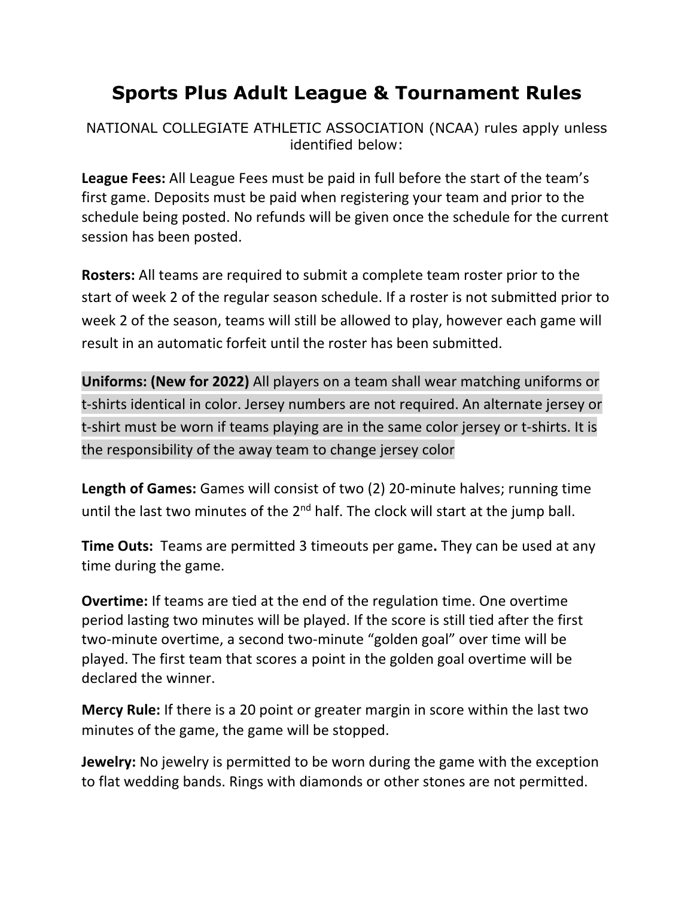# Sports Plus Adult League & Tournament Rules

NATIONAL COLLEGIATE ATHLETIC ASSOCIATION (NCAA) rules apply unless identified below:

**League Fees:** All League Fees must be paid in full before the start of the team's first game. Deposits must be paid when registering your team and prior to the schedule being posted. No refunds will be given once the schedule for the current session has been posted.

**Rosters:** All teams are required to submit a complete team roster prior to the start of week 2 of the regular season schedule. If a roster is not submitted prior to week 2 of the season, teams will still be allowed to play, however each game will result in an automatic forfeit until the roster has been submitted.

**Uniforms: (New for 2022)** All players on a team shall wear matching uniforms or t-shirts identical in color. Jersey numbers are not required. An alternate jersey or t-shirt must be worn if teams playing are in the same color jersey or t-shirts. It is the responsibility of the away team to change jersey color

**Length of Games:** Games will consist of two (2) 20-minute halves; running time until the last two minutes of the 2nd half. The clock will start at the jump ball.

**Time Outs:** Teams are permitted 3 timeouts per game**.** They can be used at any time during the game.

**Overtime:** If teams are tied at the end of the regulation time. One overtime period lasting two minutes will be played. If the score is still tied after the first two-minute overtime, a second two-minute "golden goal" over time will be played. The first team that scores a point in the golden goal overtime will be declared the winner.

**Mercy Rule:** If there is a 20 point or greater margin in score within the last two minutes of the game, the game will be stopped.

**Jewelry:** No jewelry is permitted to be worn during the game with the exception to flat wedding bands. Rings with diamonds or other stones are not permitted.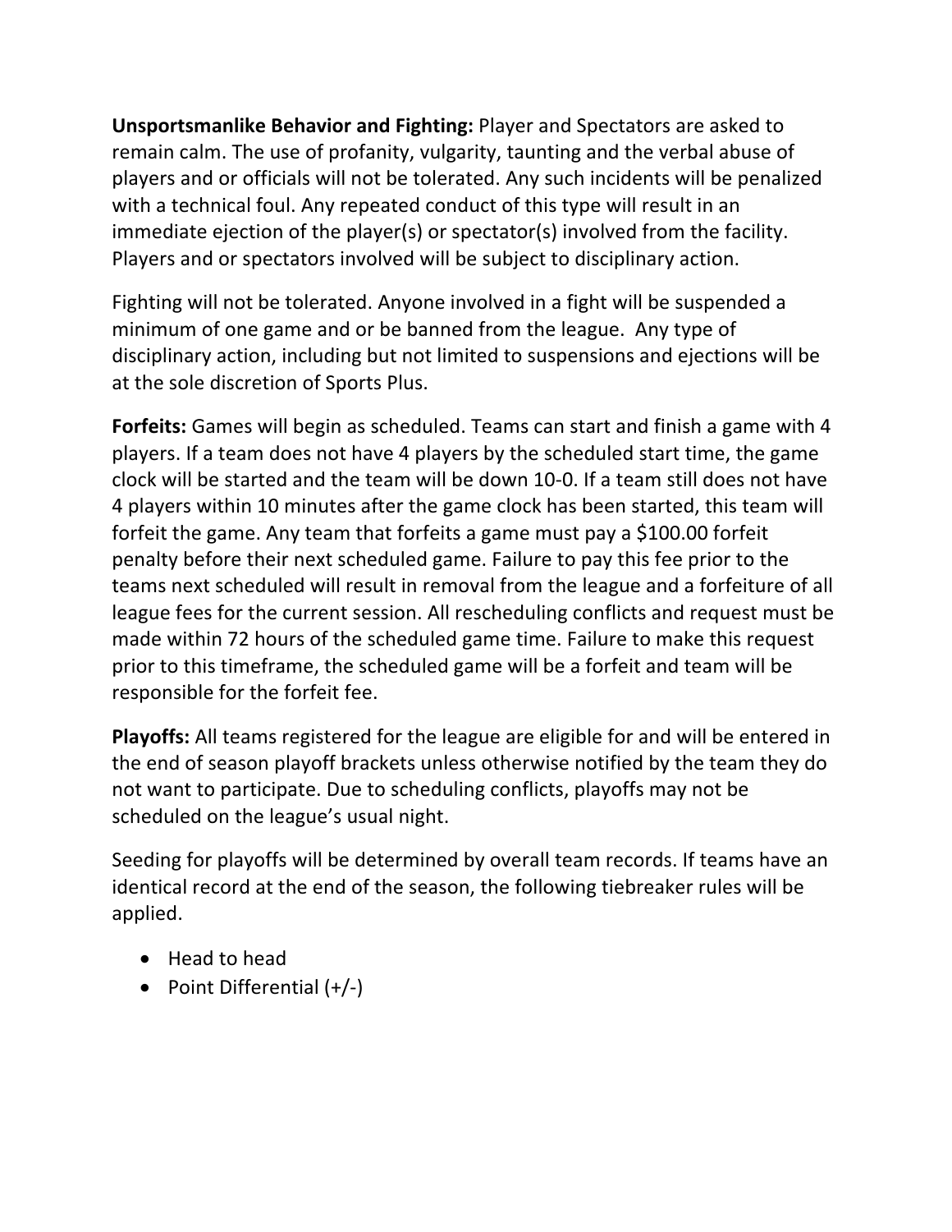**Unsportsmanlike Behavior and Fighting:** Player and Spectators are asked to remain calm. The use of profanity, vulgarity, taunting and the verbal abuse of players and or officials will not be tolerated. Any such incidents will be penalized with a technical foul. Any repeated conduct of this type will result in an immediate ejection of the player(s) or spectator(s) involved from the facility. Players and or spectators involved will be subject to disciplinary action.

Fighting will not be tolerated. Anyone involved in a fight will be suspended a minimum of one game and or be banned from the league. Any type of disciplinary action, including but not limited to suspensions and ejections will be at the sole discretion of Sports Plus.

**Forfeits:** Games will begin as scheduled. Teams can start and finish a game with 4 players. If a team does not have 4 players by the scheduled start time, the game clock will be started and the team will be down 10-0. If a team still does not have 4 players within 10 minutes after the game clock has been started, this team will forfeit the game. Any team that forfeits a game must pay a $100.00 forfeit penalty before their next scheduled game. Failure to pay this fee prior to the teams next scheduled will result in removal from the league and a forfeiture of all league fees for the current session. All rescheduling conflicts and request must be made within 72 hours of the scheduled game time. Failure to make this request prior to this timeframe, the scheduled game will be a forfeit and team will be responsible for the forfeit fee.

**Playoffs:** All teams registered for the league are eligible for and will be entered in the end of season playoff brackets unless otherwise notified by the team they do not want to participate. Due to scheduling conflicts, playoffs may not be scheduled on the league's usual night.

Seeding for playoffs will be determined by overall team records. If teams have an identical record at the end of the season, the following tiebreaker rules will be applied.

- Head to head
- Point Differential (+/-)